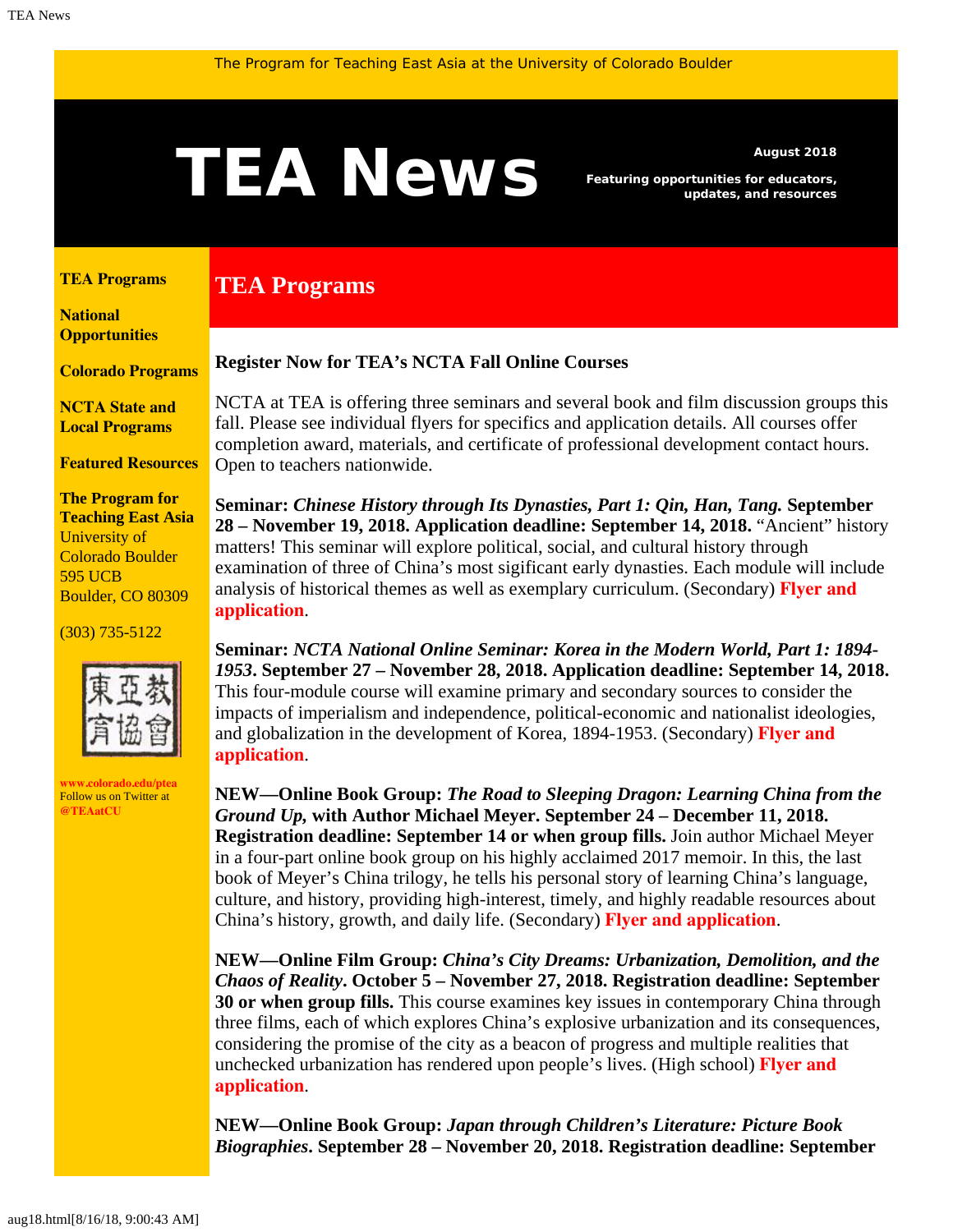The Program for Teaching East Asia at the University of Colorado Boulder

# TEA News

**August 2018**

**Featuring opportunities for educators, updates, and resources**

**TEA Programs**

**National Opportunities**

**Colorado Programs**

**NCTA State and Local Programs**

**Featured Resources**

**The Program for Teaching East Asia**
University of Colorado Boulder
595 UCB
Boulder, CO 80309

(303) 735-5122

**www.colorado.edu/ptea**
Follow us on Twitter at **@TEAatCU**

## TEA Programs

**Register Now for TEA's NCTA Fall Online Courses**

NCTA at TEA is offering three seminars and several book and film discussion groups this fall. Please see individual flyers for specifics and application details. All courses offer completion award, materials, and certificate of professional development contact hours. Open to teachers nationwide.

**Seminar: *Chinese History through Its Dynasties, Part 1: Qin, Han, Tang.* September 28 – November 19, 2018. Application deadline: September 14, 2018.** "Ancient" history matters! This seminar will explore political, social, and cultural history through examination of three of China's most sigificant early dynasties. Each module will include analysis of historical themes as well as exemplary curriculum. (Secondary) **Flyer and application**.

**Seminar: *NCTA National Online Seminar: Korea in the Modern World, Part 1: 1894-1953*. September 27 – November 28, 2018. Application deadline: September 14, 2018.** This four-module course will examine primary and secondary sources to consider the impacts of imperialism and independence, political-economic and nationalist ideologies, and globalization in the development of Korea, 1894-1953. (Secondary) **Flyer and application**.

**NEW—Online Book Group: *The Road to Sleeping Dragon: Learning China from the Ground Up,* with Author Michael Meyer. September 24 – December 11, 2018. Registration deadline: September 14 or when group fills.** Join author Michael Meyer in a four-part online book group on his highly acclaimed 2017 memoir. In this, the last book of Meyer's China trilogy, he tells his personal story of learning China's language, culture, and history, providing high-interest, timely, and highly readable resources about China's history, growth, and daily life. (Secondary) **Flyer and application**.

**NEW—Online Film Group: *China's City Dreams: Urbanization, Demolition, and the Chaos of Reality*. October 5 – November 27, 2018. Registration deadline: September 30 or when group fills.** This course examines key issues in contemporary China through three films, each of which explores China's explosive urbanization and its consequences, considering the promise of the city as a beacon of progress and multiple realities that unchecked urbanization has rendered upon people's lives. (High school) **Flyer and application**.

**NEW—Online Book Group: *Japan through Children's Literature: Picture Book Biographies*. September 28 – November 20, 2018. Registration deadline: September**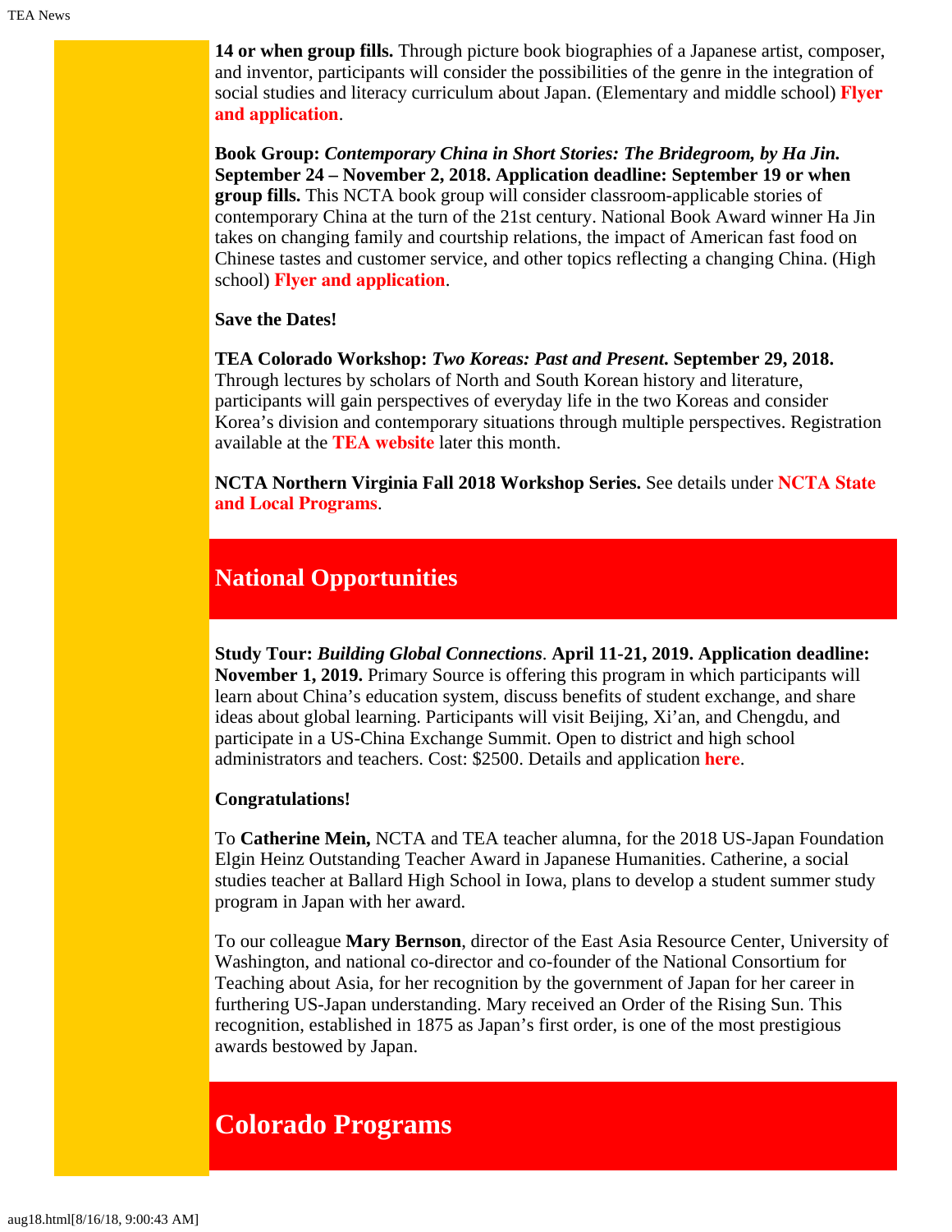**14 or when group fills.** Through picture book biographies of a Japanese artist, composer, and inventor, participants will consider the possibilities of the genre in the integration of social studies and literacy curriculum about Japan. (Elementary and middle school) **Flyer and application**.

**Book Group: *Contemporary China in Short Stories: The Bridegroom, by Ha Jin.* September 24 – November 2, 2018. Application deadline: September 19 or when group fills.** This NCTA book group will consider classroom-applicable stories of contemporary China at the turn of the 21st century. National Book Award winner Ha Jin takes on changing family and courtship relations, the impact of American fast food on Chinese tastes and customer service, and other topics reflecting a changing China. (High school) **Flyer and application**.

**Save the Dates!**

**TEA Colorado Workshop: *Two Koreas: Past and Present*. September 29, 2018.** Through lectures by scholars of North and South Korean history and literature, participants will gain perspectives of everyday life in the two Koreas and consider Korea's division and contemporary situations through multiple perspectives. Registration available at the **TEA website** later this month.

**NCTA Northern Virginia Fall 2018 Workshop Series.** See details under **NCTA State and Local Programs**.

## National Opportunities

**Study Tour: *Building Global Connections*. April 11-21, 2019. Application deadline: November 1, 2019.** Primary Source is offering this program in which participants will learn about China's education system, discuss benefits of student exchange, and share ideas about global learning. Participants will visit Beijing, Xi'an, and Chengdu, and participate in a US-China Exchange Summit. Open to district and high school administrators and teachers. Cost: $2500. Details and application **here**.

**Congratulations!**

To **Catherine Mein,** NCTA and TEA teacher alumna, for the 2018 US-Japan Foundation Elgin Heinz Outstanding Teacher Award in Japanese Humanities. Catherine, a social studies teacher at Ballard High School in Iowa, plans to develop a student summer study program in Japan with her award.

To our colleague **Mary Bernson**, director of the East Asia Resource Center, University of Washington, and national co-director and co-founder of the National Consortium for Teaching about Asia, for her recognition by the government of Japan for her career in furthering US-Japan understanding. Mary received an Order of the Rising Sun. This recognition, established in 1875 as Japan's first order, is one of the most prestigious awards bestowed by Japan.

## Colorado Programs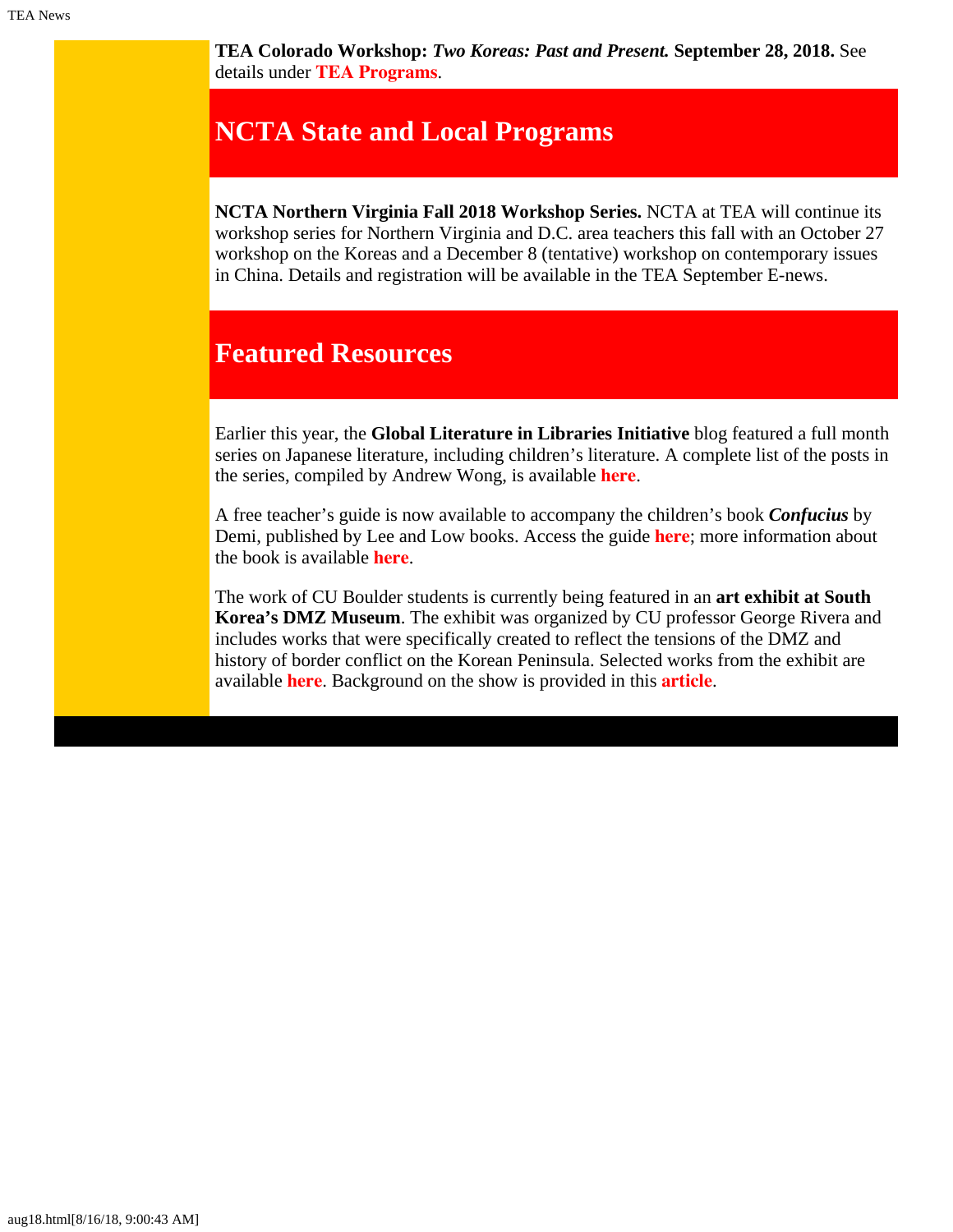**TEA Colorado Workshop:** ***Two Koreas: Past and Present.*** **September 28, 2018.** See details under **TEA Programs**.

## NCTA State and Local Programs

**NCTA Northern Virginia Fall 2018 Workshop Series.** NCTA at TEA will continue its workshop series for Northern Virginia and D.C. area teachers this fall with an October 27 workshop on the Koreas and a December 8 (tentative) workshop on contemporary issues in China. Details and registration will be available in the TEA September E-news.

## Featured Resources

Earlier this year, the **Global Literature in Libraries Initiative** blog featured a full month series on Japanese literature, including children's literature. A complete list of the posts in the series, compiled by Andrew Wong, is available **here**.

A free teacher's guide is now available to accompany the children's book ***Confucius*** by Demi, published by Lee and Low books. Access the guide **here**; more information about the book is available **here**.

The work of CU Boulder students is currently being featured in an **art exhibit at South Korea's DMZ Museum**. The exhibit was organized by CU professor George Rivera and includes works that were specifically created to reflect the tensions of the DMZ and history of border conflict on the Korean Peninsula. Selected works from the exhibit are available **here**. Background on the show is provided in this **article**.